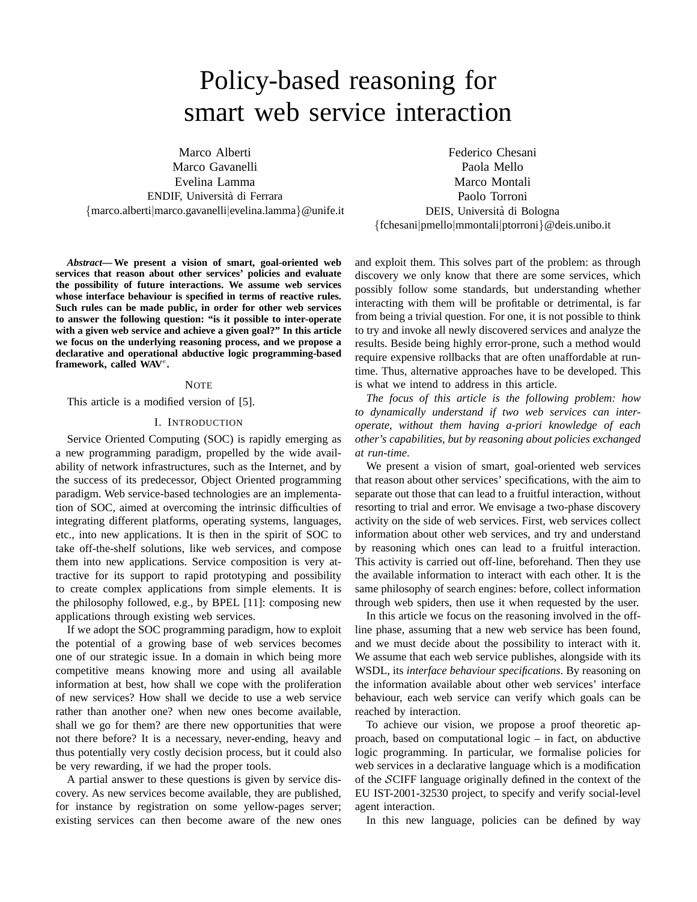# Policy-based reasoning for smart web service interaction

Marco Alberti
Marco Gavanelli
Evelina Lamma
ENDIF, Università di Ferrara
{marco.alberti|marco.gavanelli|evelina.lamma}@unife.it

Federico Chesani
Paola Mello
Marco Montali
Paolo Torroni
DEIS, Università di Bologna
{fchesani|pmello|mmontali|ptorroni}@deis.unibo.it

***Abstract*— We present a vision of smart, goal-oriented web services that reason about other services' policies and evaluate the possibility of future interactions. We assume web services whose interface behaviour is specified in terms of reactive rules. Such rules can be made public, in order for other web services to answer the following question: "is it possible to inter-operate with a given web service and achieve a given goal?" In this article we focus on the underlying reasoning process, and we propose a declarative and operational abductive logic programming-based framework, called WAV$^e$.**

## NOTE

This article is a modified version of [5].

## I. INTRODUCTION

Service Oriented Computing (SOC) is rapidly emerging as a new programming paradigm, propelled by the wide availability of network infrastructures, such as the Internet, and by the success of its predecessor, Object Oriented programming paradigm. Web service-based technologies are an implementation of SOC, aimed at overcoming the intrinsic difficulties of integrating different platforms, operating systems, languages, etc., into new applications. It is then in the spirit of SOC to take off-the-shelf solutions, like web services, and compose them into new applications. Service composition is very attractive for its support to rapid prototyping and possibility to create complex applications from simple elements. It is the philosophy followed, e.g., by BPEL [11]: composing new applications through existing web services.

If we adopt the SOC programming paradigm, how to exploit the potential of a growing base of web services becomes one of our strategic issue. In a domain in which being more competitive means knowing more and using all available information at best, how shall we cope with the proliferation of new services? How shall we decide to use a web service rather than another one? when new ones become available, shall we go for them? are there new opportunities that were not there before? It is a necessary, never-ending, heavy and thus potentially very costly decision process, but it could also be very rewarding, if we had the proper tools.

A partial answer to these questions is given by service discovery. As new services become available, they are published, for instance by registration on some yellow-pages server; existing services can then become aware of the new ones and exploit them. This solves part of the problem: as through discovery we only know that there are some services, which possibly follow some standards, but understanding whether interacting with them will be profitable or detrimental, is far from being a trivial question. For one, it is not possible to think to try and invoke all newly discovered services and analyze the results. Beside being highly error-prone, such a method would require expensive rollbacks that are often unaffordable at runtime. Thus, alternative approaches have to be developed. This is what we intend to address in this article.

*The focus of this article is the following problem: how to dynamically understand if two web services can inter-operate, without them having a-priori knowledge of each other's capabilities, but by reasoning about policies exchanged at run-time.*

We present a vision of smart, goal-oriented web services that reason about other services' specifications, with the aim to separate out those that can lead to a fruitful interaction, without resorting to trial and error. We envisage a two-phase discovery activity on the side of web services. First, web services collect information about other web services, and try and understand by reasoning which ones can lead to a fruitful interaction. This activity is carried out off-line, beforehand. Then they use the available information to interact with each other. It is the same philosophy of search engines: before, collect information through web spiders, then use it when requested by the user.

In this article we focus on the reasoning involved in the off-line phase, assuming that a new web service has been found, and we must decide about the possibility to interact with it. We assume that each web service publishes, alongside with its WSDL, its *interface behaviour specifications*. By reasoning on the information available about other web services' interface behaviour, each web service can verify which goals can be reached by interaction.

To achieve our vision, we propose a proof theoretic approach, based on computational logic – in fact, on abductive logic programming. In particular, we formalise policies for web services in a declarative language which is a modification of the $\mathcal{S}$CIFF language originally defined in the context of the EU IST-2001-32530 project, to specify and verify social-level agent interaction.

In this new language, policies can be defined by way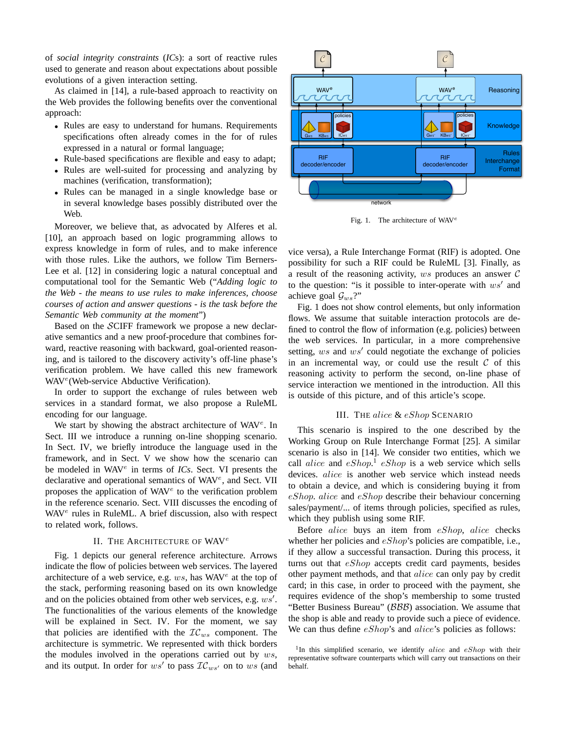of *social integrity constraints* (*ICs*): a sort of reactive rules used to generate and reason about expectations about possible evolutions of a given interaction setting.

As claimed in [14], a rule-based approach to reactivity on the Web provides the following benefits over the conventional approach:

- Rules are easy to understand for humans. Requirements specifications often already comes in the for of rules expressed in a natural or formal language;
- Rule-based specifications are flexible and easy to adapt;
- Rules are well-suited for processing and analyzing by machines (verification, transformation);
- Rules can be managed in a single knowledge base or in several knowledge bases possibly distributed over the Web.

Moreover, we believe that, as advocated by Alferes et al. [10], an approach based on logic programming allows to express knowledge in form of rules, and to make inference with those rules. Like the authors, we follow Tim Berners-Lee et al. [12] in considering logic a natural conceptual and computational tool for the Semantic Web ("*Adding logic to the Web - the means to use rules to make inferences, choose courses of action and answer questions - is the task before the Semantic Web community at the moment*")

Based on the $\mathcal{S}$CIFF framework we propose a new declarative semantics and a new proof-procedure that combines forward, reactive reasoning with backward, goal-oriented reasoning, and is tailored to the discovery activity's off-line phase's verification problem. We have called this new framework WAV$^e$(Web-service Abductive Verification).

In order to support the exchange of rules between web services in a standard format, we also propose a RuleML encoding for our language.

We start by showing the abstract architecture of WAV$^e$. In Sect. III we introduce a running on-line shopping scenario. In Sect. IV, we briefly introduce the language used in the framework, and in Sect. V we show how the scenario can be modeled in WAV$^e$ in terms of *ICs*. Sect. VI presents the declarative and operational semantics of WAV$^e$, and Sect. VII proposes the application of WAV$^e$ to the verification problem in the reference scenario. Sect. VIII discusses the encoding of WAV$^e$ rules in RuleML. A brief discussion, also with respect to related work, follows.

## II. The Architecture of WAV$^e$

Fig. 1 depicts our general reference architecture. Arrows indicate the flow of policies between web services. The layered architecture of a web service, e.g. $ws$, has WAV$^e$ at the top of the stack, performing reasoning based on its own knowledge and on the policies obtained from other web services, e.g. $ws'$. The functionalities of the various elements of the knowledge will be explained in Sect. IV. For the moment, we say that policies are identified with the $\mathcal{IC}_{ws}$ component. The architecture is symmetric. We represented with thick borders the modules involved in the operations carried out by $ws$, and its output. In order for $ws'$ to pass $\mathcal{IC}_{ws'}$ on to $ws$ (and vice versa), a Rule Interchange Format (RIF) is adopted. One possibility for such a RIF could be RuleML [3]. Finally, as a result of the reasoning activity, $ws$ produces an answer $\mathcal{C}$ to the question: "is it possible to inter-operate with $ws'$ and achieve goal $\mathcal{G}_{ws}$?"

Fig. 1. The architecture of WAV$^e$

Fig. 1 does not show control elements, but only information flows. We assume that suitable interaction protocols are defined to control the flow of information (e.g. policies) between the web services. In particular, in a more comprehensive setting, $ws$ and $ws'$ could negotiate the exchange of policies in an incremental way, or could use the result $\mathcal{C}$ of this reasoning activity to perform the second, on-line phase of service interaction we mentioned in the introduction. All this is outside of this picture, and of this article's scope.

## III. The *alice* & *eShop* Scenario

This scenario is inspired to the one described by the Working Group on Rule Interchange Format [25]. A similar scenario is also in [14]. We consider two entities, which we call *alice* and *eShop*.[1] *eShop* is a web service which sells devices. *alice* is another web service which instead needs to obtain a device, and which is considering buying it from *eShop*. *alice* and *eShop* describe their behaviour concerning sales/payment/... of items through policies, specified as rules, which they publish using some RIF.

Before *alice* buys an item from *eShop*, *alice* checks whether her policies and *eShop*'s policies are compatible, i.e., if they allow a successful transaction. During this process, it turns out that *eShop* accepts credit card payments, besides other payment methods, and that *alice* can only pay by credit card; in this case, in order to proceed with the payment, she requires evidence of the shop's membership to some trusted "Better Business Bureau" ($\mathcal{BBB}$) association. We assume that the shop is able and ready to provide such a piece of evidence. We can thus define *eShop*'s and *alice*'s policies as follows:

[1] In this simplified scenario, we identify *alice* and *eShop* with their representative software counterparts which will carry out transactions on their behalf.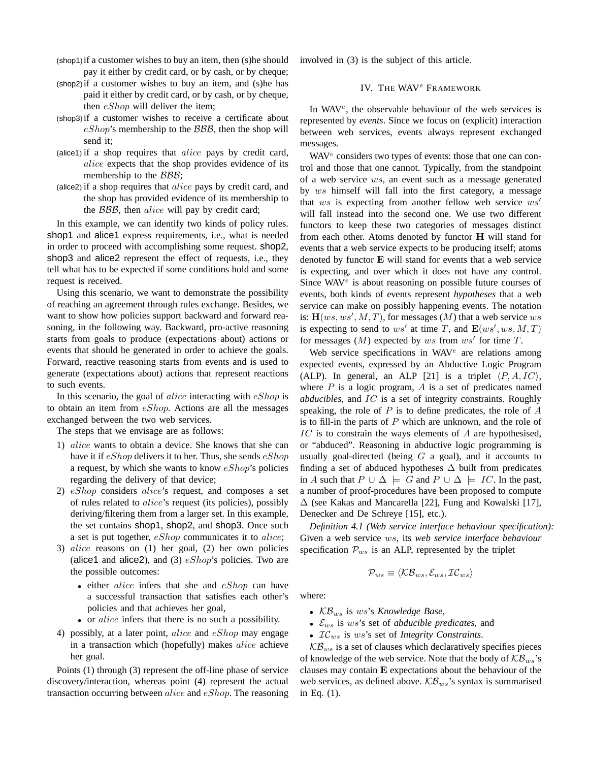- (shop1) if a customer wishes to buy an item, then (s)he should pay it either by credit card, or by cash, or by cheque;
- (shop2) if a customer wishes to buy an item, and (s)he has paid it either by credit card, or by cash, or by cheque, then $eShop$ will deliver the item;
- (shop3) if a customer wishes to receive a certificate about $eShop$'s membership to the $\mathcal{BBB}$, then the shop will send it;
- (alice1) if a shop requires that $alice$ pays by credit card, $alice$ expects that the shop provides evidence of its membership to the $\mathcal{BBB}$;
- (alice2) if a shop requires that $alice$ pays by credit card, and the shop has provided evidence of its membership to the $\mathcal{BBB}$, then $alice$ will pay by credit card;

In this example, we can identify two kinds of policy rules. shop1 and alice1 express requirements, i.e., what is needed in order to proceed with accomplishing some request. shop2, shop3 and alice2 represent the effect of requests, i.e., they tell what has to be expected if some conditions hold and some request is received.

Using this scenario, we want to demonstrate the possibility of reaching an agreement through rules exchange. Besides, we want to show how policies support backward and forward reasoning, in the following way. Backward, pro-active reasoning starts from goals to produce (expectations about) actions or events that should be generated in order to achieve the goals. Forward, reactive reasoning starts from events and is used to generate (expectations about) actions that represent reactions to such events.

In this scenario, the goal of $alice$ interacting with $eShop$ is to obtain an item from $eShop$. Actions are all the messages exchanged between the two web services.

The steps that we envisage are as follows:

1) $alice$ wants to obtain a device. She knows that she can have it if $eShop$ delivers it to her. Thus, she sends $eShop$ a request, by which she wants to know $eShop$'s policies regarding the delivery of that device;
2) $eShop$ considers $alice$'s request, and composes a set of rules related to $alice$'s request (its policies), possibly deriving/filtering them from a larger set. In this example, the set contains shop1, shop2, and shop3. Once such a set is put together, $eShop$ communicates it to $alice$;
3) $alice$ reasons on (1) her goal, (2) her own policies (alice1 and alice2), and (3) $eShop$'s policies. Two are the possible outcomes:
   - either $alice$ infers that she and $eShop$ can have a successful transaction that satisfies each other's policies and that achieves her goal,
   - or $alice$ infers that there is no such a possibility.
4) possibly, at a later point, $alice$ and $eShop$ may engage in a transaction which (hopefully) makes $alice$ achieve her goal.

Points (1) through (3) represent the off-line phase of service discovery/interaction, whereas point (4) represent the actual transaction occurring between $alice$ and $eShop$. The reasoning involved in (3) is the subject of this article.

## IV. The WAV$^e$ Framework

In WAV$^e$, the observable behaviour of the web services is represented by *events*. Since we focus on (explicit) interaction between web services, events always represent exchanged messages.

WAV$^e$ considers two types of events: those that one can control and those that one cannot. Typically, from the standpoint of a web service $ws$, an event such as a message generated by $ws$ himself will fall into the first category, a message that $ws$ is expecting from another fellow web service $ws'$ will fall instead into the second one. We use two different functors to keep these two categories of messages distinct from each other. Atoms denoted by functor $\mathbf{H}$ will stand for events that a web service expects to be producing itself; atoms denoted by functor $\mathbf{E}$ will stand for events that a web service is expecting, and over which it does not have any control. Since WAV$^e$ is about reasoning on possible future courses of events, both kinds of events represent *hypotheses* that a web service can make on possibly happening events. The notation is: $\mathbf{H}(ws, ws', M, T)$, for messages ($M$) that a web service $ws$ is expecting to send to $ws'$ at time $T$, and $\mathbf{E}(ws', ws, M, T)$ for messages ($M$) expected by $ws$ from $ws'$ for time $T$.

Web service specifications in WAV$^e$ are relations among expected events, expressed by an Abductive Logic Program (ALP). In general, an ALP [21] is a triplet $\langle P, A, IC\rangle$, where $P$ is a logic program, $A$ is a set of predicates named *abducibles*, and $IC$ is a set of integrity constraints. Roughly speaking, the role of $P$ is to define predicates, the role of $A$ is to fill-in the parts of $P$ which are unknown, and the role of $IC$ is to constrain the ways elements of $A$ are hypothesised, or "abduced". Reasoning in abductive logic programming is usually goal-directed (being $G$ a goal), and it accounts to finding a set of abduced hypotheses $\Delta$ built from predicates in $A$ such that $P \cup \Delta \models G$ and $P \cup \Delta \models IC$. In the past, a number of proof-procedures have been proposed to compute $\Delta$ (see Kakas and Mancarella [22], Fung and Kowalski [17], Denecker and De Schreye [15], etc.).

*Definition 4.1 (Web service interface behaviour specification):* Given a web service $ws$, its *web service interface behaviour* specification $\mathcal{P}_{ws}$ is an ALP, represented by the triplet

$$\mathcal{P}_{ws} \equiv \langle \mathcal{KB}_{ws}, \mathcal{E}_{ws}, \mathcal{IC}_{ws}\rangle$$

where:

- $\mathcal{KB}_{ws}$ is $ws$'s *Knowledge Base*,
- $\mathcal{E}_{ws}$ is $ws$'s set of *abducible predicates*, and
- $\mathcal{IC}_{ws}$ is $ws$'s set of *Integrity Constraints*.

$\mathcal{KB}_{ws}$ is a set of clauses which declaratively specifies pieces of knowledge of the web service. Note that the body of $\mathcal{KB}_{ws}$'s clauses may contain $\mathbf{E}$ expectations about the behaviour of the web services, as defined above. $\mathcal{KB}_{ws}$'s syntax is summarised in Eq. (1).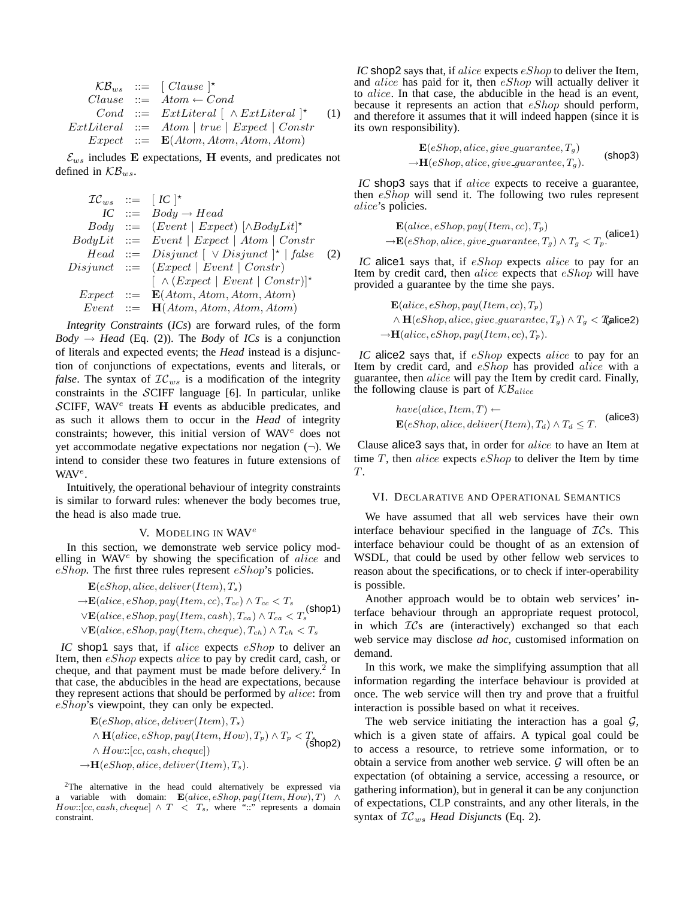$$
\begin{array}{rcl}
\mathcal{KB}_{ws} & ::= & [\ Clause\ ]^{\star} \\
Clause & ::= & Atom \leftarrow Cond \\
Cond & ::= & ExtLiteral\ [\ \wedge ExtLiteral\ ]^{\star} \\
ExtLiteral & ::= & Atom \mid true \mid Expect \mid Constr \\
Expect & ::= & \mathbf{E}(Atom, Atom, Atom, Atom)
\end{array}
\qquad (1)
$$

$\mathcal{E}_{ws}$ includes $\mathbf{E}$ expectations, $\mathbf{H}$ events, and predicates not defined in $\mathcal{KB}_{ws}$.

$$
\begin{array}{rcl}
\mathcal{IC}_{ws} & ::= & [\ IC\ ]^{\star} \\
IC & ::= & Body \rightarrow Head \\
Body & ::= & (Event \mid Expect)\ [\wedge BodyLit]^{\star} \\
BodyLit & ::= & Event \mid Expect \mid Atom \mid Constr \\
Head & ::= & Disjunct\ [\ \vee Disjunct\ ]^{\star} \mid false \\
Disjunct & ::= & (Expect \mid Event \mid Constr) \\
 & & [\ \wedge (Expect \mid Event \mid Constr)]^{\star} \\
Expect & ::= & \mathbf{E}(Atom, Atom, Atom, Atom) \\
Event & ::= & \mathbf{H}(Atom, Atom, Atom, Atom)
\end{array}
\qquad (2)
$$

*Integrity Constraints* (*ICs*) are forward rules, of the form *Body* $\rightarrow$ *Head* (Eq. (2)). The *Body* of *ICs* is a conjunction of literals and expected events; the *Head* instead is a disjunction of conjunctions of expectations, events and literals, or *false*. The syntax of $\mathcal{IC}_{ws}$ is a modification of the integrity constraints in the $\mathcal{S}$CIFF language [6]. In particular, unlike $\mathcal{S}$CIFF, WAV$^e$ treats $\mathbf{H}$ events as abducible predicates, and as such it allows them to occur in the *Head* of integrity constraints; however, this initial version of WAV$^e$ does not yet accommodate negative expectations nor negation ($\neg$). We intend to consider these two features in future extensions of WAV$^e$.

Intuitively, the operational behaviour of integrity constraints is similar to forward rules: whenever the body becomes true, the head is also made true.

## V. Modeling in WAV$^e$

In this section, we demonstrate web service policy modelling in WAV$^e$ by showing the specification of $alice$ and $eShop$. The first three rules represent $eShop$'s policies.

$$
\begin{array}{l}
\mathbf{E}(eShop, alice, deliver(Item), T_s) \\
\rightarrow \mathbf{E}(alice, eShop, pay(Item, cc), T_{cc}) \wedge T_{cc} < T_s \\
\vee \mathbf{E}(alice, eShop, pay(Item, cash), T_{ca}) \wedge T_{ca} < T_s \\
\vee \mathbf{E}(alice, eShop, pay(Item, cheque), T_{ch}) \wedge T_{ch} < T_s
\end{array}
\qquad \text{(shop1)}
$$

*IC* shop1 says that, if $alice$ expects $eShop$ to deliver an Item, then $eShop$ expects $alice$ to pay by credit card, cash, or cheque, and that payment must be made before delivery.[2] In that case, the abducibles in the head are expectations, because they represent actions that should be performed by $alice$: from $eShop$'s viewpoint, they can only be expected.

$$
\begin{array}{l}
\mathbf{E}(eShop, alice, deliver(Item), T_s) \\
\wedge \mathbf{H}(alice, eShop, pay(Item, How), T_p) \wedge T_p < T_s \\
\wedge How{::}[cc, cash, cheque]) \\
\rightarrow \mathbf{H}(eShop, alice, deliver(Item), T_s).
\end{array}
\qquad \text{(shop2)}
$$

[2] The alternative in the head could alternatively be expressed via a variable with domain: $\mathbf{E}(alice, eShop, pay(Item, How), T) \wedge How{::}[cc, cash, cheque] \wedge T < T_s$, where "::" represents a domain constraint.

*IC* shop2 says that, if $alice$ expects $eShop$ to deliver the Item, and $alice$ has paid for it, then $eShop$ will actually deliver it to $alice$. In that case, the abducible in the head is an event, because it represents an action that $eShop$ should perform, and therefore it assumes that it will indeed happen (since it is its own responsibility).

$$
\begin{array}{l}
\mathbf{E}(eShop, alice, give\_guarantee, T_g) \\
\rightarrow \mathbf{H}(eShop, alice, give\_guarantee, T_g).
\end{array}
\qquad \text{(shop3)}
$$

*IC* shop3 says that if $alice$ expects to receive a guarantee, then $eShop$ will send it. The following two rules represent $alice$'s policies.

$$
\begin{array}{l}
\mathbf{E}(alice, eShop, pay(Item, cc), T_p) \\
\rightarrow \mathbf{E}(eShop, alice, give\_guarantee, T_g) \wedge T_g < T_p.
\end{array}
\qquad \text{(alice1)}
$$

*IC* alice1 says that, if $eShop$ expects $alice$ to pay for an Item by credit card, then $alice$ expects that $eShop$ will have provided a guarantee by the time she pays.

$$
\begin{array}{l}
\mathbf{E}(alice, eShop, pay(Item, cc), T_p) \\
\wedge \mathbf{H}(eShop, alice, give\_guarantee, T_g) \wedge T_g < T_p \\
\rightarrow \mathbf{H}(alice, eShop, pay(Item, cc), T_p).
\end{array}
\qquad \text{(alice2)}
$$

*IC* alice2 says that, if $eShop$ expects $alice$ to pay for an Item by credit card, and $eShop$ has provided $alice$ with a guarantee, then $alice$ will pay the Item by credit card. Finally, the following clause is part of $\mathcal{KB}_{alice}$

$$
\begin{array}{l}
have(alice, Item, T) \leftarrow \\
\mathbf{E}(eShop, alice, deliver(Item), T_d) \wedge T_d \leq T.
\end{array}
\qquad \text{(alice3)}
$$

Clause alice3 says that, in order for $alice$ to have an Item at time $T$, then $alice$ expects $eShop$ to deliver the Item by time $T$.

## VI. Declarative and Operational Semantics

We have assumed that all web services have their own interface behaviour specified in the language of $\mathcal{IC}$s. This interface behaviour could be thought of as an extension of WSDL, that could be used by other fellow web services to reason about the specifications, or to check if inter-operability is possible.

Another approach would be to obtain web services' interface behaviour through an appropriate request protocol, in which $\mathcal{IC}$s are (interactively) exchanged so that each web service may disclose *ad hoc*, customised information on demand.

In this work, we make the simplifying assumption that all information regarding the interface behaviour is provided at once. The web service will then try and prove that a fruitful interaction is possible based on what it receives.

The web service initiating the interaction has a goal $\mathcal{G}$, which is a given state of affairs. A typical goal could be to access a resource, to retrieve some information, or to obtain a service from another web service. $\mathcal{G}$ will often be an expectation (of obtaining a service, accessing a resource, or gathering information), but in general it can be any conjunction of expectations, CLP constraints, and any other literals, in the syntax of $\mathcal{IC}_{ws}$ *Head Disjuncts* (Eq. 2).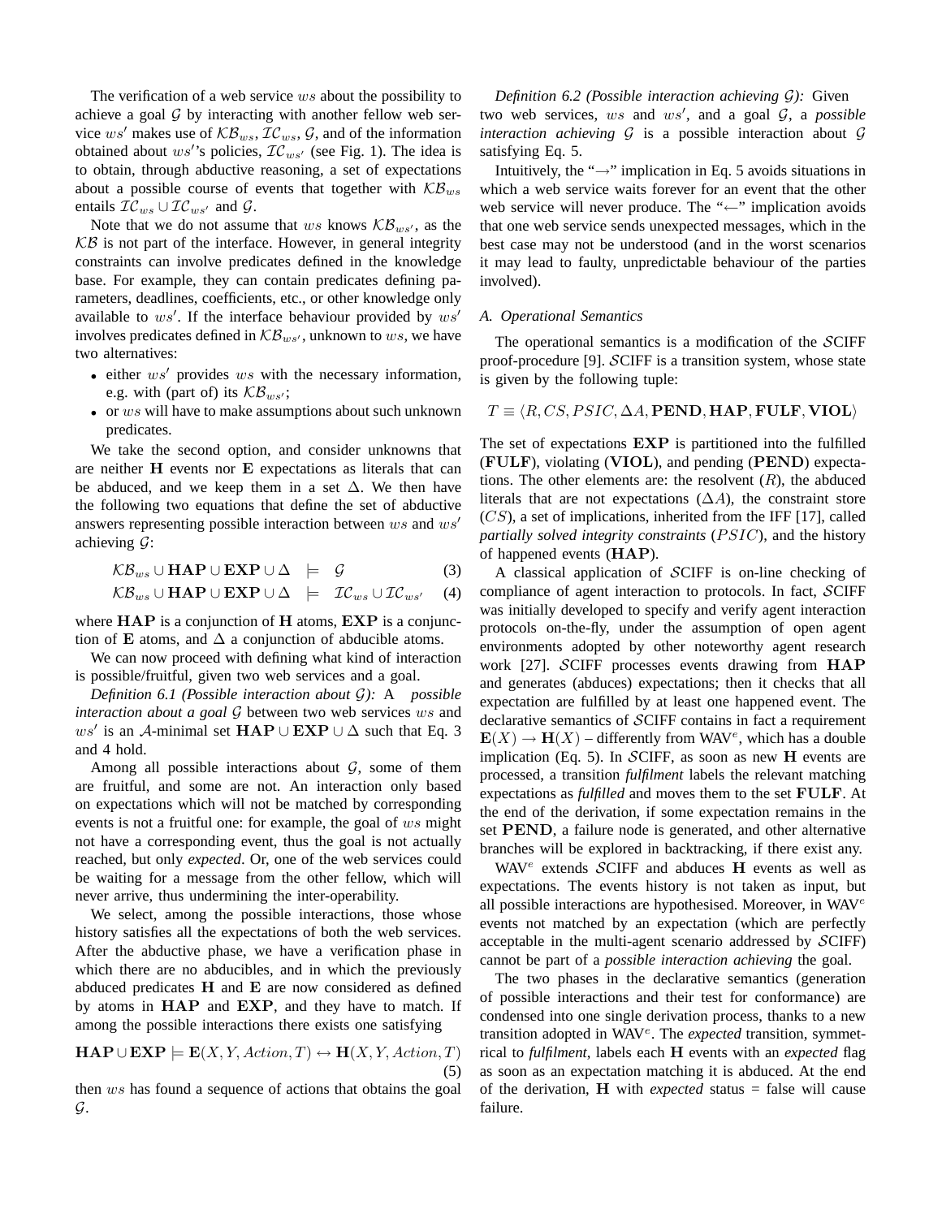The verification of a web service $ws$ about the possibility to achieve a goal $\mathcal{G}$ by interacting with another fellow web service $ws'$ makes use of $\mathcal{KB}_{ws}$, $\mathcal{IC}_{ws}$, $\mathcal{G}$, and of the information obtained about $ws'$'s policies, $\mathcal{IC}_{ws'}$ (see Fig. 1). The idea is to obtain, through abductive reasoning, a set of expectations about a possible course of events that together with $\mathcal{KB}_{ws}$ entails $\mathcal{IC}_{ws} \cup \mathcal{IC}_{ws'}$ and $\mathcal{G}$.

Note that we do not assume that $ws$ knows $\mathcal{KB}_{ws'}$, as the $\mathcal{KB}$ is not part of the interface. However, in general integrity constraints can involve predicates defined in the knowledge base. For example, they can contain predicates defining parameters, deadlines, coefficients, etc., or other knowledge only available to $ws'$. If the interface behaviour provided by $ws'$ involves predicates defined in $\mathcal{KB}_{ws'}$, unknown to $ws$, we have two alternatives:

- either $ws'$ provides $ws$ with the necessary information, e.g. with (part of) its $\mathcal{KB}_{ws'}$;
- or $ws$ will have to make assumptions about such unknown predicates.

We take the second option, and consider unknowns that are neither $\mathbf{H}$ events nor $\mathbf{E}$ expectations as literals that can be abduced, and we keep them in a set $\Delta$. We then have the following two equations that define the set of abductive answers representing possible interaction between $ws$ and $ws'$ achieving $\mathcal{G}$:

$$\mathcal{KB}_{ws} \cup \mathbf{HAP} \cup \mathbf{EXP} \cup \Delta \models \mathcal{G} \tag{3}$$

$$\mathcal{KB}_{ws} \cup \mathbf{HAP} \cup \mathbf{EXP} \cup \Delta \models \mathcal{IC}_{ws} \cup \mathcal{IC}_{ws'} \tag{4}$$

where $\mathbf{HAP}$ is a conjunction of $\mathbf{H}$ atoms, $\mathbf{EXP}$ is a conjunction of $\mathbf{E}$ atoms, and $\Delta$ a conjunction of abducible atoms.

We can now proceed with defining what kind of interaction is possible/fruitful, given two web services and a goal.

*Definition 6.1 (Possible interaction about $\mathcal{G}$):* A *possible interaction about a goal* $\mathcal{G}$ between two web services $ws$ and $ws'$ is an $\mathcal{A}$-minimal set $\mathbf{HAP} \cup \mathbf{EXP} \cup \Delta$ such that Eq. 3 and 4 hold.

Among all possible interactions about $\mathcal{G}$, some of them are fruitful, and some are not. An interaction only based on expectations which will not be matched by corresponding events is not a fruitful one: for example, the goal of $ws$ might not have a corresponding event, thus the goal is not actually reached, but only *expected*. Or, one of the web services could be waiting for a message from the other fellow, which will never arrive, thus undermining the inter-operability.

We select, among the possible interactions, those whose history satisfies all the expectations of both the web services. After the abductive phase, we have a verification phase in which there are no abducibles, and in which the previously abduced predicates $\mathbf{H}$ and $\mathbf{E}$ are now considered as defined by atoms in $\mathbf{HAP}$ and $\mathbf{EXP}$, and they have to match. If among the possible interactions there exists one satisfying

$$\mathbf{HAP} \cup \mathbf{EXP} \models \mathbf{E}(X, Y, Action, T) \leftrightarrow \mathbf{H}(X, Y, Action, T) \tag{5}$$

then $ws$ has found a sequence of actions that obtains the goal $\mathcal{G}$.

*Definition 6.2 (Possible interaction achieving $\mathcal{G}$):* Given two web services, $ws$ and $ws'$, and a goal $\mathcal{G}$, a *possible interaction achieving* $\mathcal{G}$ is a possible interaction about $\mathcal{G}$ satisfying Eq. 5.

Intuitively, the "$\rightarrow$" implication in Eq. 5 avoids situations in which a web service waits forever for an event that the other web service will never produce. The "$\leftarrow$" implication avoids that one web service sends unexpected messages, which in the best case may not be understood (and in the worst scenarios it may lead to faulty, unpredictable behaviour of the parties involved).

### A. Operational Semantics

The operational semantics is a modification of the $\mathcal{S}$CIFF proof-procedure [9]. $\mathcal{S}$CIFF is a transition system, whose state is given by the following tuple:

$$T \equiv \langle R, CS, PSIC, \Delta A, \mathbf{PEND}, \mathbf{HAP}, \mathbf{FULF}, \mathbf{VIOL} \rangle$$

The set of expectations $\mathbf{EXP}$ is partitioned into the fulfilled ($\mathbf{FULF}$), violating ($\mathbf{VIOL}$), and pending ($\mathbf{PEND}$) expectations. The other elements are: the resolvent ($R$), the abduced literals that are not expectations ($\Delta A$), the constraint store ($CS$), a set of implications, inherited from the IFF [17], called *partially solved integrity constraints* ($PSIC$), and the history of happened events ($\mathbf{HAP}$).

A classical application of $\mathcal{S}$CIFF is on-line checking of compliance of agent interaction to protocols. In fact, $\mathcal{S}$CIFF was initially developed to specify and verify agent interaction protocols on-the-fly, under the assumption of open agent environments adopted by other noteworthy agent research work [27]. $\mathcal{S}$CIFF processes events drawing from $\mathbf{HAP}$ and generates (abduces) expectations; then it checks that all expectation are fulfilled by at least one happened event. The declarative semantics of $\mathcal{S}$CIFF contains in fact a requirement $\mathbf{E}(X) \rightarrow \mathbf{H}(X)$ – differently from WAV$^e$, which has a double implication (Eq. 5). In $\mathcal{S}$CIFF, as soon as new $\mathbf{H}$ events are processed, a transition *fulfilment* labels the relevant matching expectations as *fulfilled* and moves them to the set $\mathbf{FULF}$. At the end of the derivation, if some expectation remains in the set $\mathbf{PEND}$, a failure node is generated, and other alternative branches will be explored in backtracking, if there exist any.

WAV$^e$ extends $\mathcal{S}$CIFF and abduces $\mathbf{H}$ events as well as expectations. The events history is not taken as input, but all possible interactions are hypothesised. Moreover, in WAV$^e$ events not matched by an expectation (which are perfectly acceptable in the multi-agent scenario addressed by $\mathcal{S}$CIFF) cannot be part of a *possible interaction achieving* the goal.

The two phases in the declarative semantics (generation of possible interactions and their test for conformance) are condensed into one single derivation process, thanks to a new transition adopted in WAV$^e$. The *expected* transition, symmetrical to *fulfilment*, labels each $\mathbf{H}$ events with an *expected* flag as soon as an expectation matching it is abduced. At the end of the derivation, $\mathbf{H}$ with *expected* status = false will cause failure.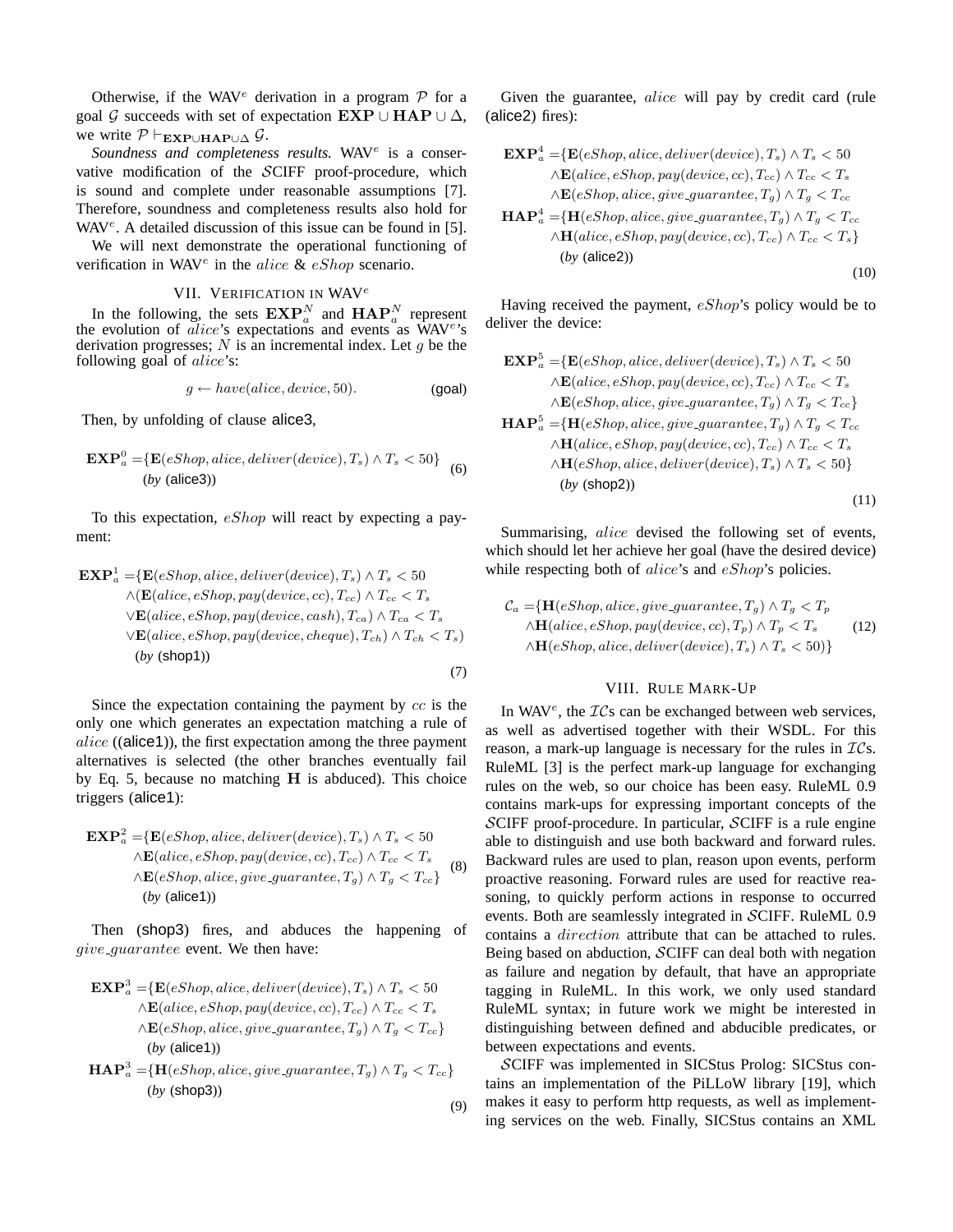Otherwise, if the WAV$^e$ derivation in a program $\mathcal{P}$ for a goal $\mathcal{G}$ succeeds with set of expectation $\mathbf{EXP} \cup \mathbf{HAP} \cup \Delta$, we write $\mathcal{P} \vdash_{\mathbf{EXP} \cup \mathbf{HAP} \cup \Delta} \mathcal{G}$.

*Soundness and completeness results.* WAV$^e$ is a conservative modification of the $\mathcal{S}$CIFF proof-procedure, which is sound and complete under reasonable assumptions [7]. Therefore, soundness and completeness results also hold for WAV$^e$. A detailed discussion of this issue can be found in [5].

We will next demonstrate the operational functioning of verification in WAV$^e$ in the *alice* & *eShop* scenario.

## VII. Verification in WAV$^e$

In the following, the sets $\mathbf{EXP}_a^N$ and $\mathbf{HAP}_a^N$ represent the evolution of *alice*'s expectations and events as WAV$^e$'s derivation progresses; $N$ is an incremental index. Let $g$ be the following goal of *alice*'s:

$$g \leftarrow have(alice, device, 50). \qquad \text{(goal)}$$

Then, by unfolding of clause alice3,

$$\mathbf{EXP}_a^0 = \{\mathbf{E}(eShop, alice, deliver(device), T_s) \wedge T_s < 50\} \quad \text{(by (alice3))} \tag{6}$$

To this expectation, *eShop* will react by expecting a payment:

$$\begin{aligned}\mathbf{EXP}_a^1 = \{&\mathbf{E}(eShop, alice, deliver(device), T_s) \wedge T_s < 50 \\ &\wedge(\mathbf{E}(alice, eShop, pay(device, cc), T_{cc}) \wedge T_{cc} < T_s \\ &\vee \mathbf{E}(alice, eShop, pay(device, cash), T_{ca}) \wedge T_{ca} < T_s \\ &\vee \mathbf{E}(alice, eShop, pay(device, cheque), T_{ch}) \wedge T_{ch} < T_s) \\ &\text{(by (shop1))}\end{aligned} \tag{7}$$

Since the expectation containing the payment by $cc$ is the only one which generates an expectation matching a rule of *alice* ((alice1)), the first expectation among the three payment alternatives is selected (the other branches eventually fail by Eq. 5, because no matching $\mathbf{H}$ is abduced). This choice triggers (alice1):

$$\begin{aligned}\mathbf{EXP}_a^2 = \{&\mathbf{E}(eShop, alice, deliver(device), T_s) \wedge T_s < 50 \\ &\wedge \mathbf{E}(alice, eShop, pay(device, cc), T_{cc}) \wedge T_{cc} < T_s \\ &\wedge \mathbf{E}(eShop, alice, give\_guarantee, T_g) \wedge T_g < T_{cc}\} \\ &\text{(by (alice1))}\end{aligned} \tag{8}$$

Then (shop3) fires, and abduces the happening of *give_guarantee* event. We then have:

$$\begin{aligned}\mathbf{EXP}_a^3 = \{&\mathbf{E}(eShop, alice, deliver(device), T_s) \wedge T_s < 50 \\ &\wedge \mathbf{E}(alice, eShop, pay(device, cc), T_{cc}) \wedge T_{cc} < T_s \\ &\wedge \mathbf{E}(eShop, alice, give\_guarantee, T_g) \wedge T_g < T_{cc}\} \\ &\text{(by (alice1))} \\ \mathbf{HAP}_a^3 = \{&\mathbf{H}(eShop, alice, give\_guarantee, T_g) \wedge T_g < T_{cc}\} \\ &\text{(by (shop3))}\end{aligned} \tag{9}$$

Given the guarantee, *alice* will pay by credit card (rule (alice2) fires):

$$\begin{aligned}\mathbf{EXP}_a^4 = \{&\mathbf{E}(eShop, alice, deliver(device), T_s) \wedge T_s < 50 \\ &\wedge \mathbf{E}(alice, eShop, pay(device, cc), T_{cc}) \wedge T_{cc} < T_s \\ &\wedge \mathbf{E}(eShop, alice, give\_guarantee, T_g) \wedge T_g < T_{cc} \\ \mathbf{HAP}_a^4 = \{&\mathbf{H}(eShop, alice, give\_guarantee, T_g) \wedge T_g < T_{cc} \\ &\wedge \mathbf{H}(alice, eShop, pay(device, cc), T_{cc}) \wedge T_{cc} < T_s\} \\ &\text{(by (alice2))}\end{aligned} \tag{10}$$

Having received the payment, *eShop*'s policy would be to deliver the device:

$$\begin{aligned}\mathbf{EXP}_a^5 = \{&\mathbf{E}(eShop, alice, deliver(device), T_s) \wedge T_s < 50 \\ &\wedge \mathbf{E}(alice, eShop, pay(device, cc), T_{cc}) \wedge T_{cc} < T_s \\ &\wedge \mathbf{E}(eShop, alice, give\_guarantee, T_g) \wedge T_g < T_{cc}\} \\ \mathbf{HAP}_a^5 = \{&\mathbf{H}(eShop, alice, give\_guarantee, T_g) \wedge T_g < T_{cc} \\ &\wedge \mathbf{H}(alice, eShop, pay(device, cc), T_{cc}) \wedge T_{cc} < T_s \\ &\wedge \mathbf{H}(eShop, alice, deliver(device), T_s) \wedge T_s < 50\} \\ &\text{(by (shop2))}\end{aligned} \tag{11}$$

Summarising, *alice* devised the following set of events, which should let her achieve her goal (have the desired device) while respecting both of *alice*'s and *eShop*'s policies.

$$\begin{aligned}\mathcal{C}_a = \{&\mathbf{H}(eShop, alice, give\_guarantee, T_g) \wedge T_g < T_p \\ &\wedge \mathbf{H}(alice, eShop, pay(device, cc), T_p) \wedge T_p < T_s \\ &\wedge \mathbf{H}(eShop, alice, deliver(device), T_s) \wedge T_s < 50)\}\end{aligned} \tag{12}$$

## VIII. Rule Mark-Up

In WAV$^e$, the $\mathcal{IC}$s can be exchanged between web services, as well as advertised together with their WSDL. For this reason, a mark-up language is necessary for the rules in $\mathcal{IC}$s. RuleML [3] is the perfect mark-up language for exchanging rules on the web, so our choice has been easy. RuleML 0.9 contains mark-ups for expressing important concepts of the $\mathcal{S}$CIFF proof-procedure. In particular, $\mathcal{S}$CIFF is a rule engine able to distinguish and use both backward and forward rules. Backward rules are used to plan, reason upon events, perform proactive reasoning. Forward rules are used for reactive reasoning, to quickly perform actions in response to occurred events. Both are seamlessly integrated in $\mathcal{S}$CIFF. RuleML 0.9 contains a *direction* attribute that can be attached to rules. Being based on abduction, $\mathcal{S}$CIFF can deal both with negation as failure and negation by default, that have an appropriate tagging in RuleML. In this work, we only used standard RuleML syntax; in future work we might be interested in distinguishing between defined and abducible predicates, or between expectations and events.

$\mathcal{S}$CIFF was implemented in SICStus Prolog: SICStus contains an implementation of the PiLLoW library [19], which makes it easy to perform http requests, as well as implementing services on the web. Finally, SICStus contains an XML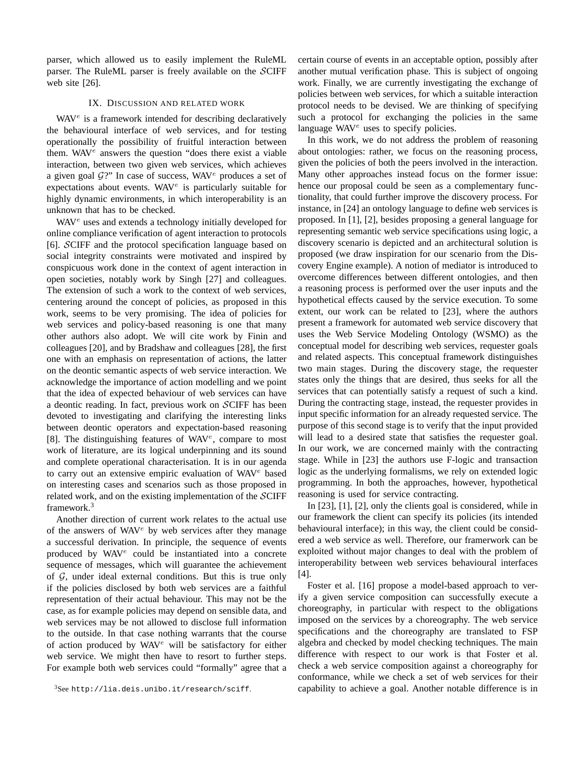parser, which allowed us to easily implement the RuleML parser. The RuleML parser is freely available on the $\mathcal{S}$CIFF web site [26].

## IX. Discussion and related work

WAV$^e$ is a framework intended for describing declaratively the behavioural interface of web services, and for testing operationally the possibility of fruitful interaction between them. WAV$^e$ answers the question "does there exist a viable interaction, between two given web services, which achieves a given goal $\mathcal{G}$?" In case of success, WAV$^e$ produces a set of expectations about events. WAV$^e$ is particularly suitable for highly dynamic environments, in which interoperability is an unknown that has to be checked.

WAV$^e$ uses and extends a technology initially developed for online compliance verification of agent interaction to protocols [6]. $\mathcal{S}$CIFF and the protocol specification language based on social integrity constraints were motivated and inspired by conspicuous work done in the context of agent interaction in open societies, notably work by Singh [27] and colleagues. The extension of such a work to the context of web services, centering around the concept of policies, as proposed in this work, seems to be very promising. The idea of policies for web services and policy-based reasoning is one that many other authors also adopt. We will cite work by Finin and colleagues [20], and by Bradshaw and colleagues [28], the first one with an emphasis on representation of actions, the latter on the deontic semantic aspects of web service interaction. We acknowledge the importance of action modelling and we point that the idea of expected behaviour of web services can have a deontic reading. In fact, previous work on $\mathcal{S}$CIFF has been devoted to investigating and clarifying the interesting links between deontic operators and expectation-based reasoning [8]. The distinguishing features of WAV$^e$, compare to most work of literature, are its logical underpinning and its sound and complete operational characterisation. It is in our agenda to carry out an extensive empiric evaluation of WAV$^e$ based on interesting cases and scenarios such as those proposed in related work, and on the existing implementation of the $\mathcal{S}$CIFF framework.[3]

Another direction of current work relates to the actual use of the answers of WAV$^e$ by web services after they manage a successful derivation. In principle, the sequence of events produced by WAV$^e$ could be instantiated into a concrete sequence of messages, which will guarantee the achievement of $\mathcal{G}$, under ideal external conditions. But this is true only if the policies disclosed by both web services are a faithful representation of their actual behaviour. This may not be the case, as for example policies may depend on sensible data, and web services may be not allowed to disclose full information to the outside. In that case nothing warrants that the course of action produced by WAV$^e$ will be satisfactory for either web service. We might then have to resort to further steps. For example both web services could "formally" agree that a certain course of events in an acceptable option, possibly after another mutual verification phase. This is subject of ongoing work. Finally, we are currently investigating the exchange of policies between web services, for which a suitable interaction protocol needs to be devised. We are thinking of specifying such a protocol for exchanging the policies in the same language WAV$^e$ uses to specify policies.

In this work, we do not address the problem of reasoning about ontologies: rather, we focus on the reasoning process, given the policies of both the peers involved in the interaction. Many other approaches instead focus on the former issue: hence our proposal could be seen as a complementary functionality, that could further improve the discovery process. For instance, in [24] an ontology language to define web services is proposed. In [1], [2], besides proposing a general language for representing semantic web service specifications using logic, a discovery scenario is depicted and an architectural solution is proposed (we draw inspiration for our scenario from the Discovery Engine example). A notion of mediator is introduced to overcome differences between different ontologies, and then a reasoning process is performed over the user inputs and the hypothetical effects caused by the service execution. To some extent, our work can be related to [23], where the authors present a framework for automated web service discovery that uses the Web Service Modeling Ontology (WSMO) as the conceptual model for describing web services, requester goals and related aspects. This conceptual framework distinguishes two main stages. During the discovery stage, the requester states only the things that are desired, thus seeks for all the services that can potentially satisfy a request of such a kind. During the contracting stage, instead, the requester provides in input specific information for an already requested service. The purpose of this second stage is to verify that the input provided will lead to a desired state that satisfies the requester goal. In our work, we are concerned mainly with the contracting stage. While in [23] the authors use F-logic and transaction logic as the underlying formalisms, we rely on extended logic programming. In both the approaches, however, hypothetical reasoning is used for service contracting.

In [23], [1], [2], only the clients goal is considered, while in our framework the client can specify its policies (its intended behavioural interface); in this way, the client could be considered a web service as well. Therefore, our framerwork can be exploited without major changes to deal with the problem of interoperability between web services behavioural interfaces [4].

Foster et al. [16] propose a model-based approach to verify a given service composition can successfully execute a choreography, in particular with respect to the obligations imposed on the services by a choreography. The web service specifications and the choreography are translated to FSP algebra and checked by model checking techniques. The main difference with respect to our work is that Foster et al. check a web service composition against a choreography for conformance, while we check a set of web services for their capability to achieve a goal. Another notable difference is in

[3] See `http://lia.deis.unibo.it/research/sciff`.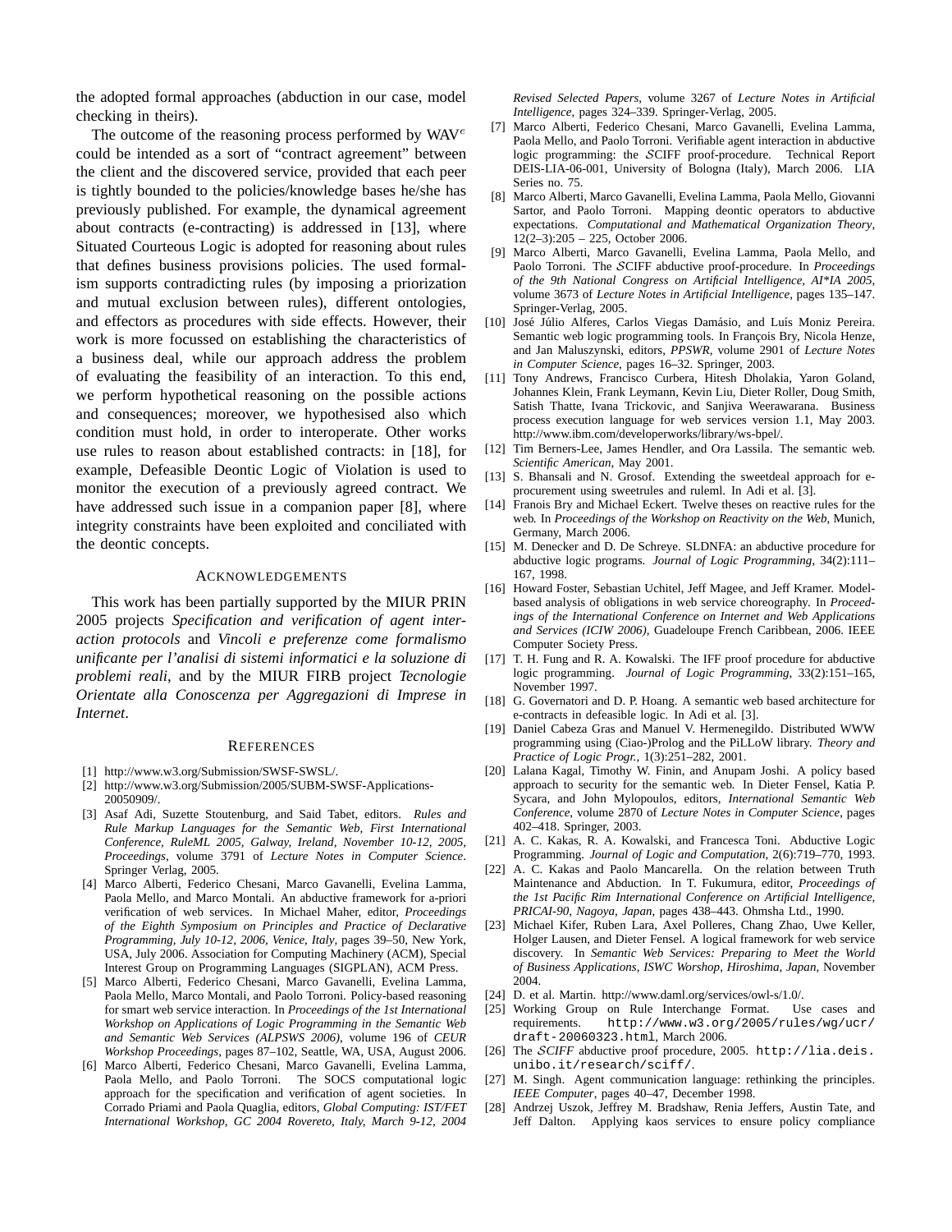the adopted formal approaches (abduction in our case, model checking in theirs).

The outcome of the reasoning process performed by WAV$^e$ could be intended as a sort of "contract agreement" between the client and the discovered service, provided that each peer is tightly bounded to the policies/knowledge bases he/she has previously published. For example, the dynamical agreement about contracts (e-contracting) is addressed in [13], where Situated Courteous Logic is adopted for reasoning about rules that defines business provisions policies. The used formalism supports contradicting rules (by imposing a priorization and mutual exclusion between rules), different ontologies, and effectors as procedures with side effects. However, their work is more focussed on establishing the characteristics of a business deal, while our approach address the problem of evaluating the feasibility of an interaction. To this end, we perform hypothetical reasoning on the possible actions and consequences; moreover, we hypothesised also which condition must hold, in order to interoperate. Other works use rules to reason about established contracts: in [18], for example, Defeasible Deontic Logic of Violation is used to monitor the execution of a previously agreed contract. We have addressed such issue in a companion paper [8], where integrity constraints have been exploited and conciliated with the deontic concepts.

## Acknowledgements

This work has been partially supported by the MIUR PRIN 2005 projects *Specification and verification of agent interaction protocols* and *Vincoli e preferenze come formalismo unificante per l'analisi di sistemi informatici e la soluzione di problemi reali*, and by the MIUR FIRB project *Tecnologie Orientate alla Conoscenza per Aggregazioni di Imprese in Internet*.

## References

[1] http://www.w3.org/Submission/SWSF-SWSL/.

[2] http://www.w3.org/Submission/2005/SUBM-SWSF-Applications-20050909/.

[3] Asaf Adi, Suzette Stoutenburg, and Said Tabet, editors. *Rules and Rule Markup Languages for the Semantic Web, First International Conference, RuleML 2005, Galway, Ireland, November 10-12, 2005, Proceedings*, volume 3791 of *Lecture Notes in Computer Science*. Springer Verlag, 2005.

[4] Marco Alberti, Federico Chesani, Marco Gavanelli, Evelina Lamma, Paola Mello, and Marco Montali. An abductive framework for a-priori verification of web services. In Michael Maher, editor, *Proceedings of the Eighth Symposium on Principles and Practice of Declarative Programming, July 10-12, 2006, Venice, Italy*, pages 39–50, New York, USA, July 2006. Association for Computing Machinery (ACM), Special Interest Group on Programming Languages (SIGPLAN), ACM Press.

[5] Marco Alberti, Federico Chesani, Marco Gavanelli, Evelina Lamma, Paola Mello, Marco Montali, and Paolo Torroni. Policy-based reasoning for smart web service interaction. In *Proceedings of the 1st International Workshop on Applications of Logic Programming in the Semantic Web and Semantic Web Services (ALPSWS 2006)*, volume 196 of *CEUR Workshop Proceedings*, pages 87–102, Seattle, WA, USA, August 2006.

[6] Marco Alberti, Federico Chesani, Marco Gavanelli, Evelina Lamma, Paola Mello, and Paolo Torroni. The SOCS computational logic approach for the specification and verification of agent societies. In Corrado Priami and Paola Quaglia, editors, *Global Computing: IST/FET International Workshop, GC 2004 Rovereto, Italy, March 9-12, 2004 Revised Selected Papers*, volume 3267 of *Lecture Notes in Artificial Intelligence*, pages 324–339. Springer-Verlag, 2005.

[7] Marco Alberti, Federico Chesani, Marco Gavanelli, Evelina Lamma, Paola Mello, and Paolo Torroni. Verifiable agent interaction in abductive logic programming: the $\mathcal{S}$CIFF proof-procedure. Technical Report DEIS-LIA-06-001, University of Bologna (Italy), March 2006. LIA Series no. 75.

[8] Marco Alberti, Marco Gavanelli, Evelina Lamma, Paola Mello, Giovanni Sartor, and Paolo Torroni. Mapping deontic operators to abductive expectations. *Computational and Mathematical Organization Theory*, 12(2–3):205 – 225, October 2006.

[9] Marco Alberti, Marco Gavanelli, Evelina Lamma, Paola Mello, and Paolo Torroni. The $\mathcal{S}$CIFF abductive proof-procedure. In *Proceedings of the 9th National Congress on Artificial Intelligence, AI\*IA 2005*, volume 3673 of *Lecture Notes in Artificial Intelligence*, pages 135–147. Springer-Verlag, 2005.

[10] José Júlio Alferes, Carlos Viegas Damásio, and Luís Moniz Pereira. Semantic web logic programming tools. In François Bry, Nicola Henze, and Jan Maluszynski, editors, *PPSWR*, volume 2901 of *Lecture Notes in Computer Science*, pages 16–32. Springer, 2003.

[11] Tony Andrews, Francisco Curbera, Hitesh Dholakia, Yaron Goland, Johannes Klein, Frank Leymann, Kevin Liu, Dieter Roller, Doug Smith, Satish Thatte, Ivana Trickovic, and Sanjiva Weerawarana. Business process execution language for web services version 1.1, May 2003. http://www.ibm.com/developerworks/library/ws-bpel/.

[12] Tim Berners-Lee, James Hendler, and Ora Lassila. The semantic web. *Scientific American*, May 2001.

[13] S. Bhansali and N. Grosof. Extending the sweetdeal approach for e-procurement using sweetrules and ruleml. In Adi et al. [3].

[14] Franois Bry and Michael Eckert. Twelve theses on reactive rules for the web. In *Proceedings of the Workshop on Reactivity on the Web*, Munich, Germany, March 2006.

[15] M. Denecker and D. De Schreye. SLDNFA: an abductive procedure for abductive logic programs. *Journal of Logic Programming*, 34(2):111–167, 1998.

[16] Howard Foster, Sebastian Uchitel, Jeff Magee, and Jeff Kramer. Model-based analysis of obligations in web service choreography. In *Proceedings of the International Conference on Internet and Web Applications and Services (ICIW 2006)*, Guadeloupe French Caribbean, 2006. IEEE Computer Society Press.

[17] T. H. Fung and R. A. Kowalski. The IFF proof procedure for abductive logic programming. *Journal of Logic Programming*, 33(2):151–165, November 1997.

[18] G. Governatori and D. P. Hoang. A semantic web based architecture for e-contracts in defeasible logic. In Adi et al. [3].

[19] Daniel Cabeza Gras and Manuel V. Hermenegildo. Distributed WWW programming using (Ciao-)Prolog and the PiLLoW library. *Theory and Practice of Logic Progr.*, 1(3):251–282, 2001.

[20] Lalana Kagal, Timothy W. Finin, and Anupam Joshi. A policy based approach to security for the semantic web. In Dieter Fensel, Katia P. Sycara, and John Mylopoulos, editors, *International Semantic Web Conference*, volume 2870 of *Lecture Notes in Computer Science*, pages 402–418. Springer, 2003.

[21] A. C. Kakas, R. A. Kowalski, and Francesca Toni. Abductive Logic Programming. *Journal of Logic and Computation*, 2(6):719–770, 1993.

[22] A. C. Kakas and Paolo Mancarella. On the relation between Truth Maintenance and Abduction. In T. Fukumura, editor, *Proceedings of the 1st Pacific Rim International Conference on Artificial Intelligence, PRICAI-90, Nagoya, Japan*, pages 438–443. Ohmsha Ltd., 1990.

[23] Michael Kifer, Ruben Lara, Axel Polleres, Chang Zhao, Uwe Keller, Holger Lausen, and Dieter Fensel. A logical framework for web service discovery. In *Semantic Web Services: Preparing to Meet the World of Business Applications, ISWC Worshop, Hiroshima, Japan*, November 2004.

[24] D. et al. Martin. http://www.daml.org/services/owl-s/1.0/.

[25] Working Group on Rule Interchange Format. Use cases and requirements. `http://www.w3.org/2005/rules/wg/ucr/draft-20060323.html`, March 2006.

[26] The $\mathcal{S}$CIFF abductive proof procedure, 2005. `http://lia.deis.unibo.it/research/sciff/`.

[27] M. Singh. Agent communication language: rethinking the principles. *IEEE Computer*, pages 40–47, December 1998.

[28] Andrzej Uszok, Jeffrey M. Bradshaw, Renia Jeffers, Austin Tate, and Jeff Dalton. Applying kaos services to ensure policy compliance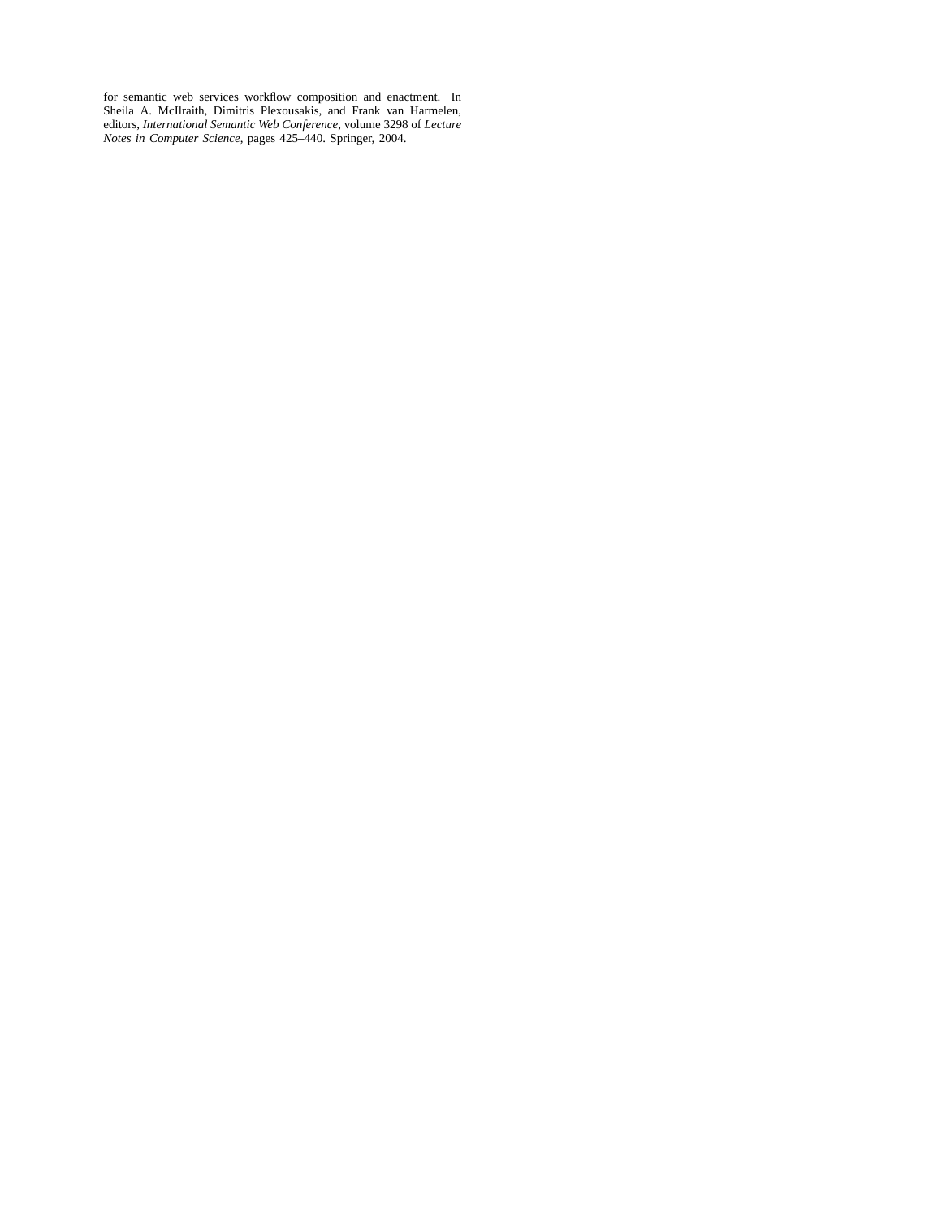for semantic web services workflow composition and enactment. In Sheila A. McIlraith, Dimitris Plexousakis, and Frank van Harmelen, editors, *International Semantic Web Conference*, volume 3298 of *Lecture Notes in Computer Science*, pages 425–440. Springer, 2004.